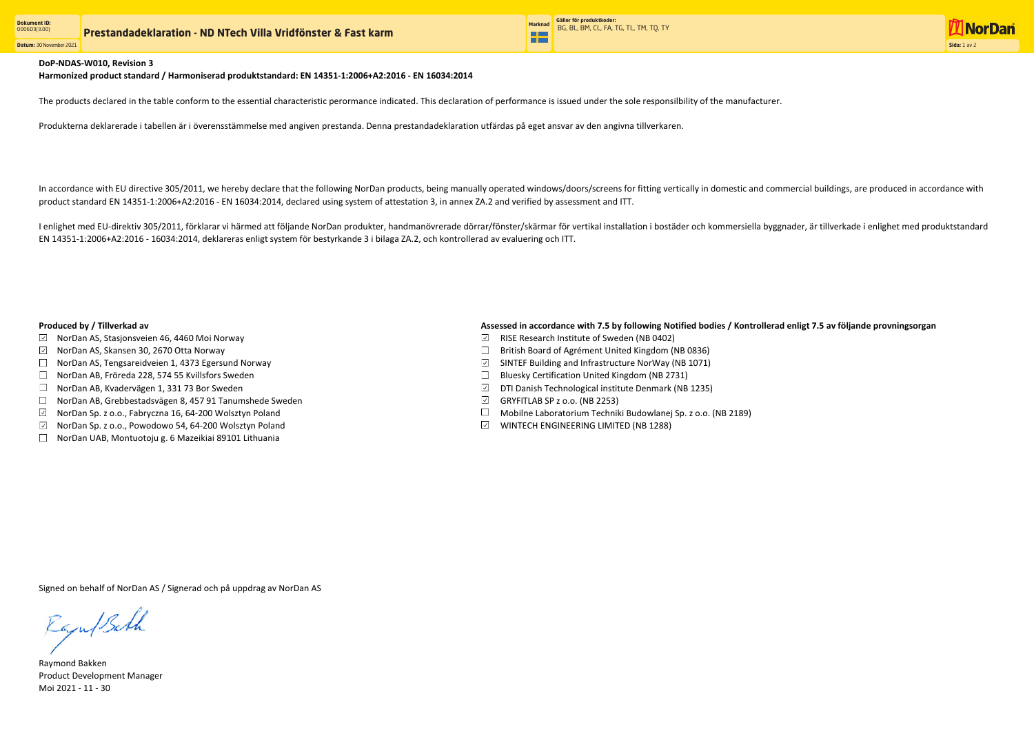# Prestandadeklaration - ND NTech Villa Vridfönster & Fast karm

**Dokument ID:** 0006D3(3.00)
**Datum:** 30 November 2021
**Marknad**
**Gäller för produktkoder:** BG, BL, BM, CL, FA, TG, TL, TM, TQ, TY

**DoP-NDAS-W010, Revision 3**
**Harmonized product standard / Harmoniserad produktstandard: EN 14351-1:2006+A2:2016 - EN 16034:2014**

The products declared in the table conform to the essential characteristic perormance indicated. This declaration of performance is issued under the sole responsilbility of the manufacturer.

Produkterna deklarerade i tabellen är i överensstämmelse med angiven prestanda. Denna prestandadeklaration utfärdas på eget ansvar av den angivna tillverkaren.

In accordance with EU directive 305/2011, we hereby declare that the following NorDan products, being manually operated windows/doors/screens for fitting vertically in domestic and commercial buildings, are produced in accordance with product standard EN 14351-1:2006+A2:2016 - EN 16034:2014, declared using system of attestation 3, in annex ZA.2 and verified by assessment and ITT.

I enlighet med EU-direktiv 305/2011, förklarar vi härmed att följande NorDan produkter, handmanövrerade dörrar/fönster/skärmar för vertikal installation i bostäder och kommersiella byggnader, är tillverkade i enlighet med produktstandard EN 14351-1:2006+A2:2016 - 16034:2014, deklareras enligt system för bestyrkande 3 i bilaga ZA.2, och kontrollerad av evaluering och ITT.

**Produced by / Tillverkad av**

- ☑ NorDan AS, Stasjonsveien 46, 4460 Moi Norway
- ☑ NorDan AS, Skansen 30, 2670 Otta Norway
- ☐ NorDan AS, Tengsareidveien 1, 4373 Egersund Norway
- ☐ NorDan AB, Fröreda 228, 574 55 Kvillsfors Sweden
- ☐ NorDan AB, Kvadervägen 1, 331 73 Bor Sweden
- ☐ NorDan AB, Grebbestadsvägen 8, 457 91 Tanumshede Sweden
- ☑ NorDan Sp. z o.o., Fabryczna 16, 64-200 Wolsztyn Poland
- ☑ NorDan Sp. z o.o., Powodowo 54, 64-200 Wolsztyn Poland
- ☐ NorDan UAB, Montuotoju g. 6 Mazeikiai 89101 Lithuania

**Assessed in accordance with 7.5 by following Notified bodies / Kontrollerad enligt 7.5 av följande provningsorgan**

- ☑ RISE Research Institute of Sweden (NB 0402)
- ☐ British Board of Agrément United Kingdom (NB 0836)
- ☑ SINTEF Building and Infrastructure NorWay (NB 1071)
- ☐ Bluesky Certification United Kingdom (NB 2731)
- ☑ DTI Danish Technological institute Denmark (NB 1235)
- ☑ GRYFITLAB SP z o.o. (NB 2253)
- ☐ Mobilne Laboratorium Techniki Budowlanej Sp. z o.o. (NB 2189)
- ☑ WINTECH ENGINEERING LIMITED (NB 1288)

Signed on behalf of NorDan AS / Signerad och på uppdrag av NorDan AS

Raymond Bakken
Product Development Manager
Moi 2021 - 11 - 30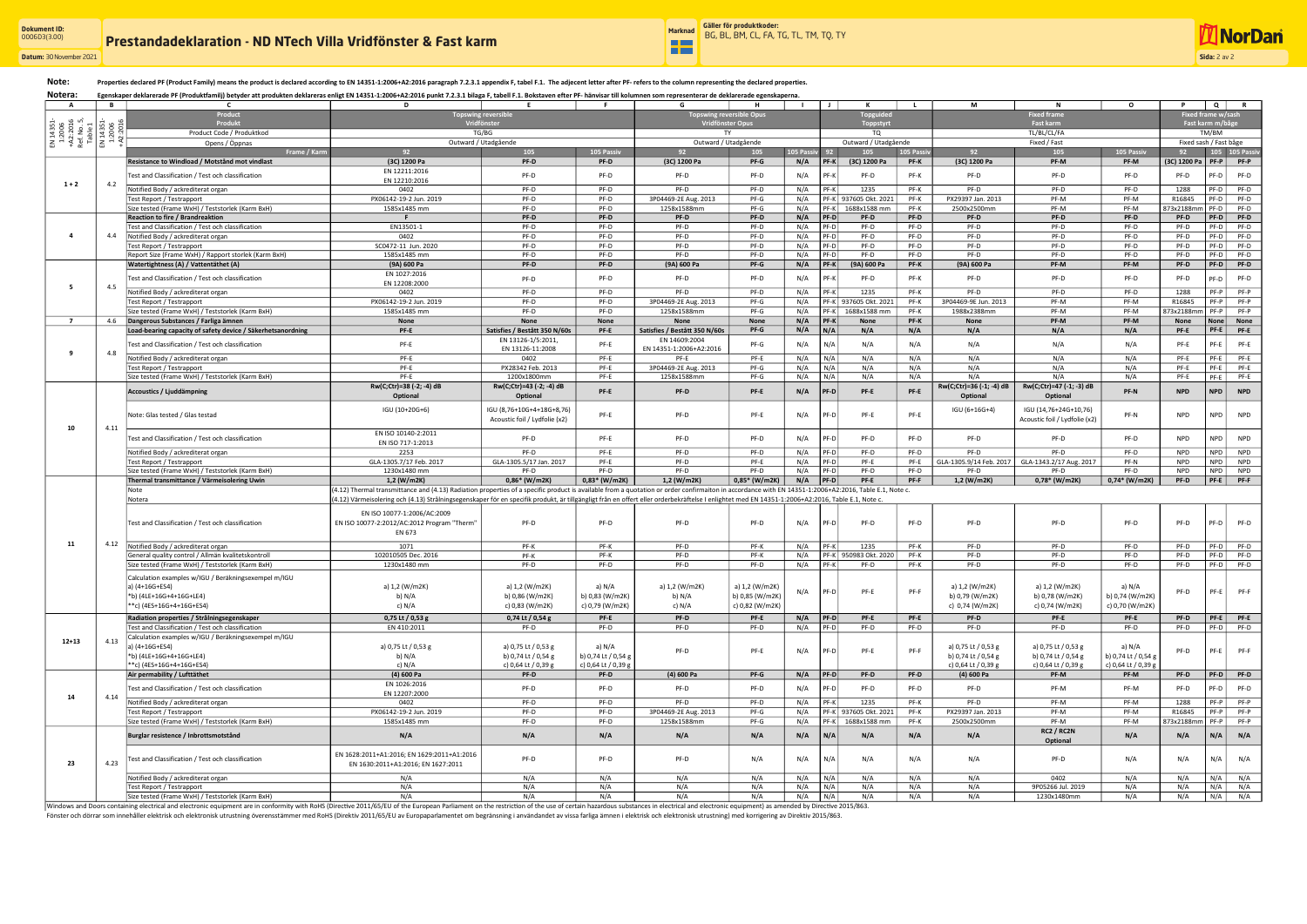**Dokument ID:** 0006D3(3.00)

# Prestandadeklaration - ND NTech Villa Vridfönster & Fast karm

**Datum:** 30 November 2021

**Marknad**

**Gäller för produktkoder:** BG, BL, BM, CL, FA, TG, TL, TM, TQ, TY

**Note:** Properties declared PF (Product Family) means the product is declared according to EN 14351-1:2006+A2:2016 paragraph 7.2.3.1 appendix F, tabel F.1. The adjecent letter after PF- refers to the column representing the declared properties.

**Notera:** Egenskaper deklarerade PF (Produktfamilj) betyder att produkten deklareras enligt EN 14351-1:2006+A2:2016 punkt 7.2.3.1 bilaga F, tabell F.1. Bokstaven efter PF- hänvisar till kolumnen som representerar de deklarerade egenskaperna.

| A | B | C | D | E | F | G | H | I | J | K | L | M | N | O | P | Q | R |
|---|---|---|---|---|---|---|---|---|---|---|---|---|---|---|---|---|---|
| EN 14351-1:2006 +A2:2016 Ref. No. 5, Table 1 | EN 14351-1:2006 +A2:2016 | Product / Produkt | Topswing reversible / Vridfönster | | | Topswing reversible Opus / Vridfönster Opus | | | Topguided / Toppstyrt | | | Fixed frame / Fast karm | | | Fixed frame w/sash / Fast karm m/båge | | |
| | | Product Code / Produktkod | TG/BG | | | TY | | | TQ | | | TL/BL/CL/FA | | | TM/BM | | |
| | | Opens / Öppnas | Outward / Utadgående | | | Outward / Utadgående | | | Outward / Utadgående | | | Fixed / Fast | | | Fixed sash / Fast båge | | |
| | | Frame / Karm | 92 | 105 | 105 Passiv | 92 | 105 | 105 Passiv | 92 | 105 | 105 Passiv | 92 | 105 | 105 Passiv | 92 | 105 | 105 Passiv |
| 1 + 2 | 4.2 | Resistance to Windload / Motstånd mot vindlast | (3C) 1200 Pa | PF-D | PF-D | (3C) 1200 Pa | PF-G | N/A | PF-K | (3C) 1200 Pa | PF-K | (3C) 1200 Pa | PF-M | PF-M | (3C) 1200 Pa | PF-P | PF-P |
| | | Test and Classification / Test och classification | EN 12211:2016 EN 12210:2016 | PF-D | PF-D | PF-D | PF-D | N/A | PF-K | PF-D | PF-K | PF-D | PF-D | PF-D | PF-D | PF-D | PF-D |
| | | Notified Body / ackrediterat organ | 0402 | PF-D | PF-D | PF-D | PF-D | N/A | PF-K | 1235 | PF-K | PF-D | PF-D | PF-D | 1288 | PF-D | PF-D |
| | | Test Report / Testrapport | PX06142-19-2 Jun. 2019 | PF-D | PF-D | 3P04469-2E Aug. 2013 | PF-G | N/A | PF-K | 937605 Okt. 2021 | PF-K | PX29397 Jan. 2013 | PF-M | PF-M | R16845 | PF-D | PF-D |
| | | Size tested (Frame WxH) / Teststorlek (Karm BxH) | 1585x1485 mm | PF-D | PF-D | 1258x1588mm | PF-G | N/A | PF-K | 1688x1588 mm | PF-K | 2500x2500mm | PF-M | PF-M | 873x2188mm | PF-D | PF-D |
| 4 | 4.4 | Reaction to fire / Brandreaktion | F | PF-D | PF-D | PF-D | PF-D | N/A | PF-D | PF-D | PF-D | PF-D | PF-D | PF-D | PF-D | PF-D | PF-D |
| | | Test and Classification / Test och classification | EN13501-1 | PF-D | PF-D | PF-D | PF-D | N/A | PF-D | PF-D | PF-D | PF-D | PF-D | PF-D | PF-D | PF-D | PF-D |
| | | Notified Body / ackrediterat organ | 0402 | PF-D | PF-D | PF-D | PF-D | N/A | PF-D | PF-D | PF-D | PF-D | PF-D | PF-D | PF-D | PF-D | PF-D |
| | | Test Report / Testrapport | SC0472-11 Jun. 2020 | PF-D | PF-D | PF-D | PF-D | N/A | PF-D | PF-D | PF-D | PF-D | PF-D | PF-D | PF-D | PF-D | PF-D |
| | | Report Size (Frame WxH) / Rapport storlek (Karm BxH) | 1585x1485 mm | PF-D | PF-D | PF-D | PF-D | N/A | PF-D | PF-D | PF-D | PF-D | PF-D | PF-D | PF-D | PF-D | PF-D |
| 5 | 4.5 | Watertightness (A) / Vattentäthet (A) | (9A) 600 Pa | PF-D | PF-D | (9A) 600 Pa | PF-G | N/A | PF-K | (9A) 600 Pa | PF-K | (9A) 600 Pa | PF-M | PF-M | PF-D | PF-D | PF-D |
| | | Test and Classification / Test och classification | EN 1027:2016 EN 12208:2000 | PF-D | PF-D | PF-D | PF-D | N/A | PF-K | PF-D | PF-K | PF-D | PF-D | PF-D | PF-D | PF-D | PF-D |
| | | Notified Body / ackrediterat organ | 0402 | PF-D | PF-D | PF-D | PF-D | N/A | PF-K | 1235 | PF-K | PF-D | PF-D | PF-D | 1288 | PF-P | PF-P |
| | | Test Report / Testrapport | PX06142-19-2 Jun. 2019 | PF-D | PF-D | 3P04469-2E Aug. 2013 | PF-G | N/A | PF-K | 937605 Okt. 2021 | PF-K | 3P04469-9E Jun. 2013 | PF-M | PF-M | R16845 | PF-P | PF-P |
| | | Size tested (Frame WxH) / Teststorlek (Karm BxH) | 1585x1485 mm | PF-D | PF-D | 1258x1588mm | PF-G | N/A | PF-K | 1688x1588 mm | PF-K | 1988x2388mm | PF-M | PF-M | 873x2188mm | PF-P | PF-P |
| 7 | 4.6 | Dangerous Substances / Farliga ämnen | None | None | None | None | None | N/A | PF-K | None | PF-K | None | PF-M | PF-M | None | None | None |
| 9 | 4.8 | Load-bearing capacity of safety device / Säkerhetsanordning | PF-E | Satisfies / Bestått 350 N/60s | PF-E | Satisfies / Bestått 350 N/60s | PF-G | N/A | N/A | N/A | N/A | N/A | N/A | N/A | PF-E | PF-E | PF-E |
| | | Test and Classification / Test och classification | PF-E | EN 13126-1/5:2011, EN 13126-11:2008 | PF-E | EN 14609:2004 EN 14351-1:2006+A2:2016 | PF-G | N/A | N/A | N/A | N/A | N/A | N/A | N/A | PF-E | PF-E | PF-E |
| | | Notified Body / ackrediterat organ | PF-E | 0402 | PF-E | PF-E | PF-E | N/A | N/A | N/A | N/A | N/A | N/A | N/A | PF-E | PF-E | PF-E |
| | | Test Report / Testrapport | PF-E | PX28342 Feb. 2013 | PF-E | 3P04469-2E Aug. 2013 | PF-G | N/A | N/A | N/A | N/A | N/A | N/A | N/A | PF-E | PF-E | PF-E |
| | | Size tested (Frame WxH) / Teststorlek (Karm BxH) | PF-E | 1200x1800mm | PF-E | 1258x1588mm | PF-G | N/A | N/A | N/A | N/A | N/A | N/A | N/A | PF-E | PF-E | PF-E |
| 10 | 4.11 | Accoustics / Ljuddämpning | Rw(C;Ctr)=38 (-2; -4) dB Optional | Rw(C;Ctr)=43 (-2; -4) dB Optional | PF-E | PF-D | PF-E | N/A | PF-D | PF-E | PF-E | Rw(C;Ctr)=36 (-1; -4) dB Optional | Rw(C;Ctr)=47 (-1; -3) dB Optional | PF-N | NPD | NPD | NPD |
| | | Note: Glas tested / Glas testad | IGU (10+20G+6) | IGU (8,76+10G+4+18G+8,76) Acoustic foil / Lydfolie (x2) | PF-E | PF-D | PF-E | N/A | PF-D | PF-E | PF-E | IGU (6+16G+4) | IGU (14,76+24G+10,76) Acoustic foil / Lydfolie (x2) | PF-N | NPD | NPD | NPD |
| | | Test and Classification / Test och classification | EN ISO 10140-2:2011 EN ISO 717-1:2013 | PF-D | PF-E | PF-D | PF-D | N/A | PF-D | PF-D | PF-D | PF-D | PF-D | PF-D | NPD | NPD | NPD |
| | | Notified Body / ackrediterat organ | 2253 | PF-D | PF-E | PF-D | PF-D | N/A | PF-D | PF-D | PF-D | PF-D | PF-D | PF-D | NPD | NPD | NPD |
| | | Test Report / Testrapport | GLA-1305.7/17 Feb. 2017 | GLA-1305.5/17 Jan. 2017 | PF-E | PF-D | PF-E | N/A | PF-D | PF-E | PF-E | GLA-1305.9/14 Feb. 2017 | GLA-1343.2/17 Aug. 2017 | PF-N | NPD | NPD | NPD |
| | | Size tested (Frame WxH) / Teststorlek (Karm BxH) | 1230x1480 mm | PF-D | PF-E | PF-D | PF-D | N/A | PF-D | PF-D | PF-D | PF-D | PF-D | PF-D | NPD | NPD | NPD |
| 11 | 4.12 | Thermal transmittance / Värmeisolering Uwin | 1,2 (W/m2K) | 0,86* (W/m2K) | 0,83* (W/m2K) | 1,2 (W/m2K) | 0,85* (W/m2K) | N/A | PF-D | PF-E | PF-F | 1,2 (W/m2K) | 0,78* (W/m2K) | 0,74* (W/m2K) | PF-D | PF-E | PF-F |
| | | Note | (4.12) Thermal transmittance and (4.13) Radiation properties of a specific product is available from a quotation or order confirmaiton in accordance with EN 14351-1:2006+A2:2016, Table E.1, Note c. | | | | | | | | | | | | | | |
| | | Notera | (4.12) Värmeisolering och (4.13) Strålningsegenskaper för en specifik produkt, är tillgängligt från en offert eller orderbekräftelse i enlighet med EN 14351-1:2006+A2:2016, Table E.1, Note c. | | | | | | | | | | | | | | |
| | | Test and Classification / Test och classification | EN ISO 10077-1:2006/AC:2009 EN ISO 10077-2:2012/AC:2012 Program "Therm" EN 673 | PF-D | PF-D | PF-D | PF-D | N/A | PF-D | PF-D | PF-D | PF-D | PF-D | PF-D | PF-D | PF-D | PF-D |
| | | Notified Body / ackrediterat organ | 1071 | PF-K | PF-K | PF-D | PF-K | N/A | PF-K | 1235 | PF-K | PF-D | PF-D | PF-D | PF-D | PF-D | PF-D |
| | | General quality control / Allmän kvalitetskontroll | 102010505 Dec. 2016 | PF-K | PF-K | PF-D | PF-K | N/A | PF-K | 950983 Okt. 2020 | PF-K | PF-D | PF-D | PF-D | PF-D | PF-D | PF-D |
| | | Size tested (Frame WxH) / Teststorlek (Karm BxH) | 1230x1480 mm | PF-K | PF-K | PF-D | PF-K | N/A | PF-K | PF-D | PF-K | PF-D | PF-D | PF-D | PF-D | PF-D | PF-D |
| | | Calculation examples w/IGU / Beräkningsexempel m/IGU a) (4+16G+ES4) *b) (4LE+16G+4+16G+LE4) **c) (4ES+16G+4+16G+ES4) | a) 1,2 (W/m2K) b) N/A c) N/A | a) 1,2 (W/m2K) b) 0,86 (W/m2K) c) 0,83 (W/m2K) | a) N/A b) 0,83 (W/m2K) c) 0,79 (W/m2K) | a) 1,2 (W/m2K) b) N/A c) N/A | a) 1,2 (W/m2K) b) 0,85 (W/m2K) c) 0,82 (W/m2K) | N/A | PF-D | PF-E | PF-F | a) 1,2 (W/m2K) b) 0,79 (W/m2K) c) 0,74 (W/m2K) | a) 1,2 (W/m2K) b) 0,78 (W/m2K) c) 0,74 (W/m2K) | a) N/A b) 0,74 (W/m2K) c) 0,70 (W/m2K) | PF-D | PF-E | PF-F |
| 12+13 | 4.13 | Radiation properties / Strålningsegenskaper | 0,75 Lt / 0,53 g | 0,74 Lt / 0,54 g | PF-E | PF-D | PF-E | N/A | PF-D | PF-E | PF-E | PF-D | PF-E | PF-E | PF-D | PF-E | PF-E |
| | | Test and Classification / Test och classification | EN 410:2011 | PF-D | PF-D | PF-D | PF-D | N/A | PF-D | PF-D | PF-D | PF-D | PF-D | PF-D | PF-D | PF-D | PF-D |
| | | Calculation examples w/IGU / Beräkningsexempel m/IGU a) (4+16G+ES4) *b) (4LE+16G+4+16G+LE4) **c) (4ES+16G+4+16G+ES4) | a) 0,75 Lt / 0,53 g b) N/A c) N/A | a) 0,75 Lt / 0,53 g b) 0,74 Lt / 0,54 g c) 0,64 Lt / 0,39 g | a) N/A b) 0,74 Lt / 0,54 g c) 0,64 Lt / 0,39 g | PF-D | PF-E | N/A | PF-D | PF-E | PF-F | a) 0,75 Lt / 0,53 g b) 0,74 Lt / 0,54 g c) 0,64 Lt / 0,39 g | a) 0,75 Lt / 0,53 g b) 0,74 Lt / 0,54 g c) 0,64 Lt / 0,39 g | a) N/A b) 0,74 Lt / 0,54 g c) 0,64 Lt / 0,39 g | PF-D | PF-E | PF-F |
| 14 | 4.14 | Air permeability / Lufttäthet | (4) 600 Pa | PF-D | PF-D | (4) 600 Pa | PF-G | N/A | PF-D | PF-D | PF-D | (4) 600 Pa | PF-M | PF-M | PF-D | PF-D | PF-D |
| | | Test and Classification / Test och classification | EN 1026:2016 EN 12207:2000 | PF-D | PF-D | PF-D | PF-D | N/A | PF-D | PF-D | PF-D | PF-D | PF-M | PF-M | PF-D | PF-D | PF-D |
| | | Notified Body / ackrediterat organ | 0402 | PF-D | PF-D | PF-D | PF-D | N/A | PF-K | 1235 | PF-K | PF-D | PF-M | PF-M | 1288 | PF-P | PF-P |
| | | Test Report / Testrapport | PX06142-19-2 Jun. 2019 | PF-D | PF-D | 3P04469-2E Aug. 2013 | PF-G | N/A | PF-K | 937605 Okt. 2021 | PF-K | PX29397 Jan. 2013 | PF-M | PF-M | R16845 | PF-P | PF-P |
| | | Size tested (Frame WxH) / Teststorlek (Karm BxH) | 1585x1485 mm | PF-D | PF-D | 1258x1588mm | PF-G | N/A | PF-K | 1688x1588 mm | PF-K | 2500x2500mm | PF-M | PF-M | 873x2188mm | PF-P | PF-P |
| 23 | 4.23 | Burglar resistence / Inbrottsmotstånd | N/A | N/A | N/A | N/A | N/A | N/A | N/A | N/A | N/A | N/A | RC2 / RC2N Optional | N/A | N/A | N/A | N/A |
| | | Test and Classification / Test och classification | EN 1628:2011+A1:2016; EN 1629:2011+A1:2016 EN 1630:2011+A1:2016; EN 1627:2011 | PF-D | PF-D | N/A | N/A | N/A | N/A | N/A | N/A | N/A | PF-D | N/A | N/A | N/A | N/A |
| | | Notified Body / ackrediterat organ | N/A | N/A | N/A | N/A | N/A | N/A | N/A | N/A | N/A | N/A | 0402 | N/A | N/A | N/A | N/A |
| | | Test Report / Testrapport | N/A | N/A | N/A | N/A | N/A | N/A | N/A | N/A | N/A | N/A | 9P05266 Jul. 2019 | N/A | N/A | N/A | N/A |
| | | Size tested (Frame WxH) / Teststorlek (Karm BxH) | N/A | N/A | N/A | N/A | N/A | N/A | N/A | N/A | N/A | N/A | 1230x1480mm | N/A | N/A | N/A | N/A |

Windows and Doors containing electrical and electronic equipment are in conformity with RoHS (Directive 2011/65/EU of the European Parliament on the restriction of the use of certain hazardous substances in electrical and electronic equipment) as amended by Directive 2015/863.

Fönster och dörrar som innehåller elektrisk och elektronisk utrustning överensstämmer med RoHS (Direktiv 2011/65/EU av Europaparlamentet om begränsning i användandet av vissa farliga ämnen i elektrisk och elektronisk utrustning) med korrigering av Direktiv 2015/863.